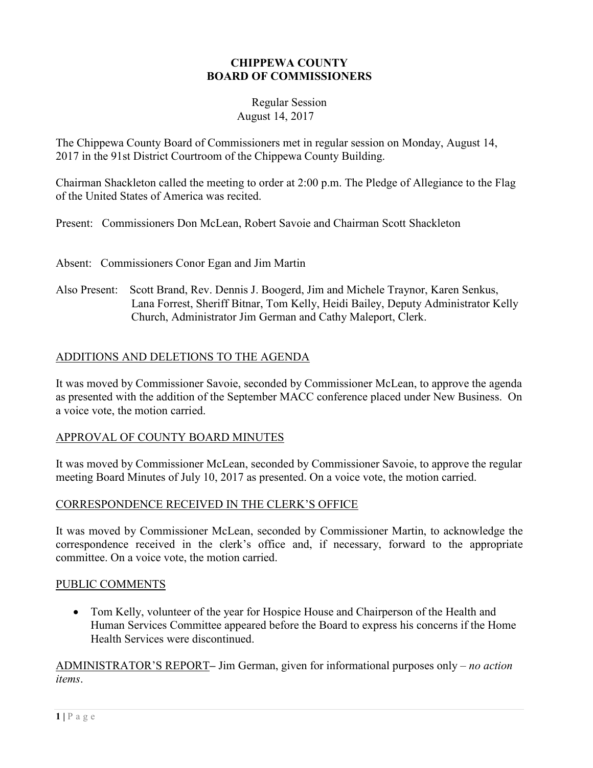# CHIPPEWA COUNTY
# BOARD OF COMMISSIONERS

Regular Session
August 14, 2017

The Chippewa County Board of Commissioners met in regular session on Monday, August 14, 2017 in the 91st District Courtroom of the Chippewa County Building.

Chairman Shackleton called the meeting to order at 2:00 p.m. The Pledge of Allegiance to the Flag of the United States of America was recited.

Present: Commissioners Don McLean, Robert Savoie and Chairman Scott Shackleton

Absent: Commissioners Conor Egan and Jim Martin

Also Present: Scott Brand, Rev. Dennis J. Boogerd, Jim and Michele Traynor, Karen Senkus, Lana Forrest, Sheriff Bitnar, Tom Kelly, Heidi Bailey, Deputy Administrator Kelly Church, Administrator Jim German and Cathy Maleport, Clerk.

## ADDITIONS AND DELETIONS TO THE AGENDA

It was moved by Commissioner Savoie, seconded by Commissioner McLean, to approve the agenda as presented with the addition of the September MACC conference placed under New Business. On a voice vote, the motion carried.

## APPROVAL OF COUNTY BOARD MINUTES

It was moved by Commissioner McLean, seconded by Commissioner Savoie, to approve the regular meeting Board Minutes of July 10, 2017 as presented. On a voice vote, the motion carried.

## CORRESPONDENCE RECEIVED IN THE CLERK'S OFFICE

It was moved by Commissioner McLean, seconded by Commissioner Martin, to acknowledge the correspondence received in the clerk's office and, if necessary, forward to the appropriate committee. On a voice vote, the motion carried.

## PUBLIC COMMENTS

- Tom Kelly, volunteer of the year for Hospice House and Chairperson of the Health and Human Services Committee appeared before the Board to express his concerns if the Home Health Services were discontinued.

ADMINISTRATOR'S REPORT– Jim German, given for informational purposes only – *no action items*.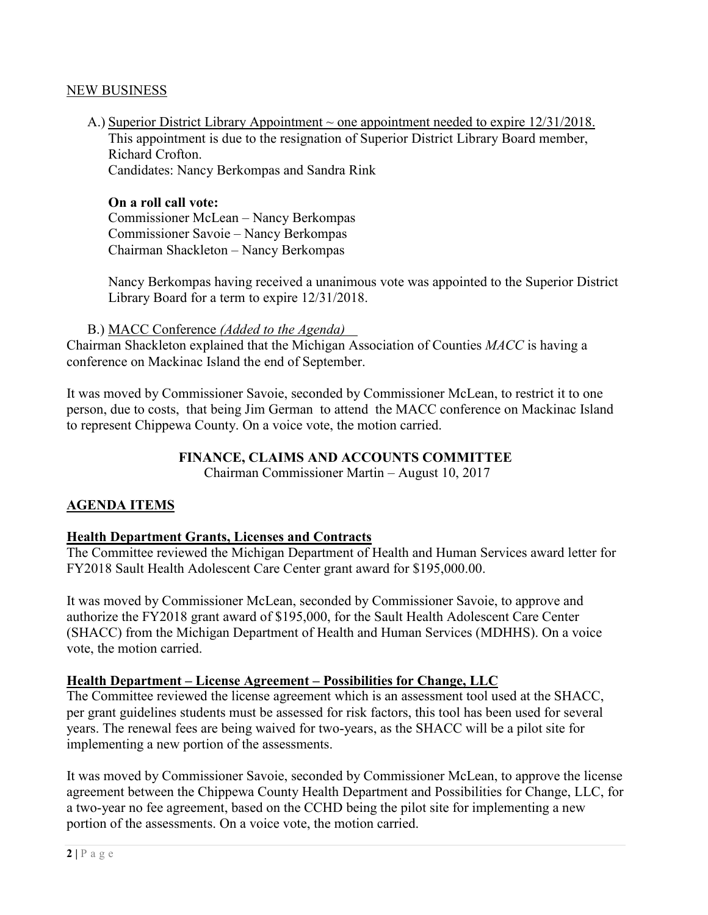## NEW BUSINESS

A.) Superior District Library Appointment ~ one appointment needed to expire 12/31/2018.
This appointment is due to the resignation of Superior District Library Board member, Richard Crofton.
Candidates: Nancy Berkompas and Sandra Rink

**On a roll call vote:**
Commissioner McLean – Nancy Berkompas
Commissioner Savoie – Nancy Berkompas
Chairman Shackleton – Nancy Berkompas

Nancy Berkompas having received a unanimous vote was appointed to the Superior District Library Board for a term to expire 12/31/2018.

B.) MACC Conference *(Added to the Agenda)*

Chairman Shackleton explained that the Michigan Association of Counties *MACC* is having a conference on Mackinac Island the end of September.

It was moved by Commissioner Savoie, seconded by Commissioner McLean, to restrict it to one person, due to costs, that being Jim German to attend the MACC conference on Mackinac Island to represent Chippewa County. On a voice vote, the motion carried.

## FINANCE, CLAIMS AND ACCOUNTS COMMITTEE

Chairman Commissioner Martin – August 10, 2017

### AGENDA ITEMS

**Health Department Grants, Licenses and Contracts**

The Committee reviewed the Michigan Department of Health and Human Services award letter for FY2018 Sault Health Adolescent Care Center grant award for $195,000.00.

It was moved by Commissioner McLean, seconded by Commissioner Savoie, to approve and authorize the FY2018 grant award of $195,000, for the Sault Health Adolescent Care Center (SHACC) from the Michigan Department of Health and Human Services (MDHHS). On a voice vote, the motion carried.

**Health Department – License Agreement – Possibilities for Change, LLC**

The Committee reviewed the license agreement which is an assessment tool used at the SHACC, per grant guidelines students must be assessed for risk factors, this tool has been used for several years. The renewal fees are being waived for two-years, as the SHACC will be a pilot site for implementing a new portion of the assessments.

It was moved by Commissioner Savoie, seconded by Commissioner McLean, to approve the license agreement between the Chippewa County Health Department and Possibilities for Change, LLC, for a two-year no fee agreement, based on the CCHD being the pilot site for implementing a new portion of the assessments. On a voice vote, the motion carried.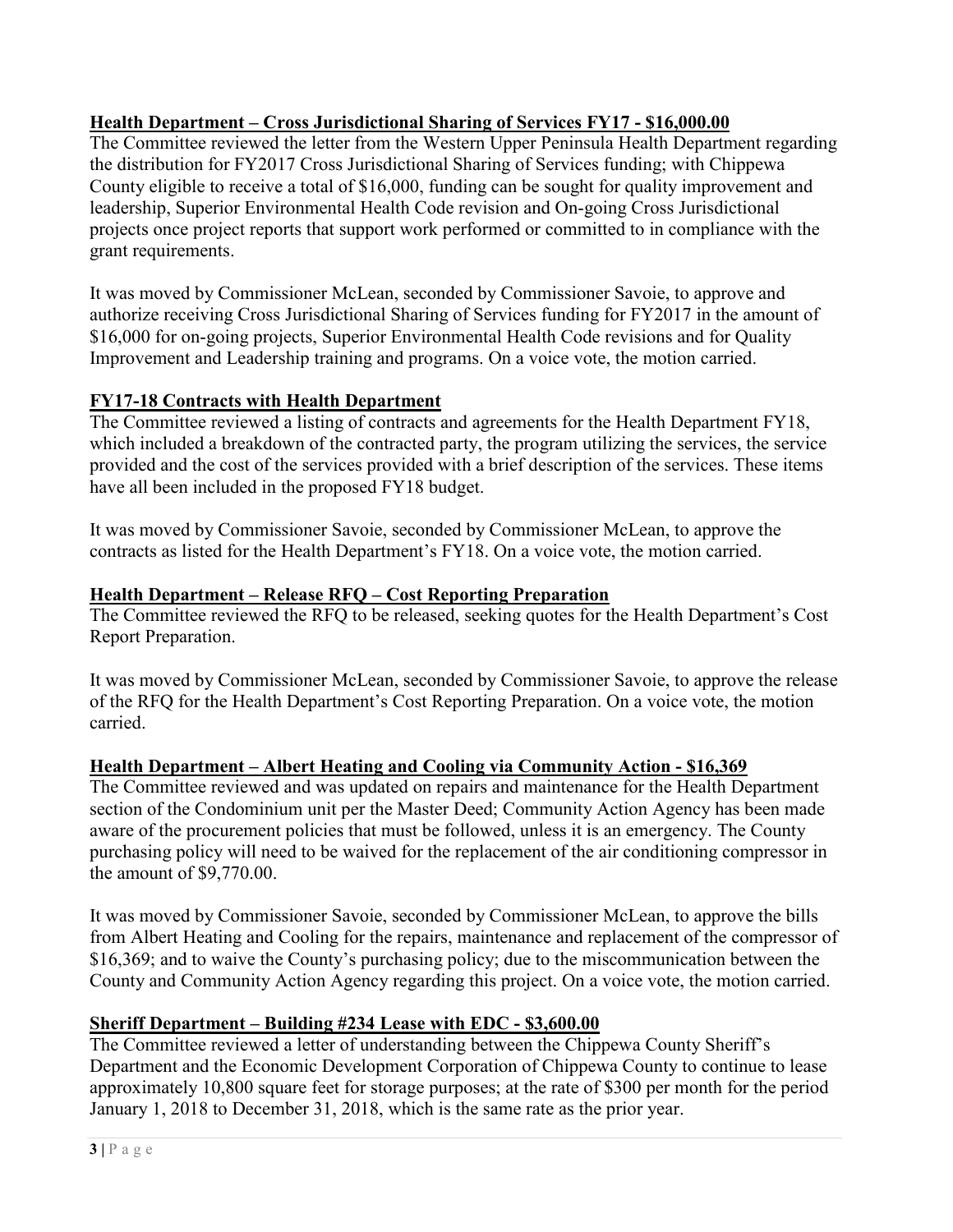**Health Department – Cross Jurisdictional Sharing of Services FY17 - $16,000.00**

The Committee reviewed the letter from the Western Upper Peninsula Health Department regarding the distribution for FY2017 Cross Jurisdictional Sharing of Services funding; with Chippewa County eligible to receive a total of $16,000, funding can be sought for quality improvement and leadership, Superior Environmental Health Code revision and On-going Cross Jurisdictional projects once project reports that support work performed or committed to in compliance with the grant requirements.

It was moved by Commissioner McLean, seconded by Commissioner Savoie, to approve and authorize receiving Cross Jurisdictional Sharing of Services funding for FY2017 in the amount of $16,000 for on-going projects, Superior Environmental Health Code revisions and for Quality Improvement and Leadership training and programs. On a voice vote, the motion carried.

**FY17-18 Contracts with Health Department**

The Committee reviewed a listing of contracts and agreements for the Health Department FY18, which included a breakdown of the contracted party, the program utilizing the services, the service provided and the cost of the services provided with a brief description of the services. These items have all been included in the proposed FY18 budget.

It was moved by Commissioner Savoie, seconded by Commissioner McLean, to approve the contracts as listed for the Health Department's FY18. On a voice vote, the motion carried.

**Health Department – Release RFQ – Cost Reporting Preparation**

The Committee reviewed the RFQ to be released, seeking quotes for the Health Department's Cost Report Preparation.

It was moved by Commissioner McLean, seconded by Commissioner Savoie, to approve the release of the RFQ for the Health Department's Cost Reporting Preparation. On a voice vote, the motion carried.

**Health Department – Albert Heating and Cooling via Community Action - $16,369**

The Committee reviewed and was updated on repairs and maintenance for the Health Department section of the Condominium unit per the Master Deed; Community Action Agency has been made aware of the procurement policies that must be followed, unless it is an emergency. The County purchasing policy will need to be waived for the replacement of the air conditioning compressor in the amount of $9,770.00.

It was moved by Commissioner Savoie, seconded by Commissioner McLean, to approve the bills from Albert Heating and Cooling for the repairs, maintenance and replacement of the compressor of $16,369; and to waive the County's purchasing policy; due to the miscommunication between the County and Community Action Agency regarding this project. On a voice vote, the motion carried.

**Sheriff Department – Building #234 Lease with EDC - $3,600.00**

The Committee reviewed a letter of understanding between the Chippewa County Sheriff's Department and the Economic Development Corporation of Chippewa County to continue to lease approximately 10,800 square feet for storage purposes; at the rate of $300 per month for the period January 1, 2018 to December 31, 2018, which is the same rate as the prior year.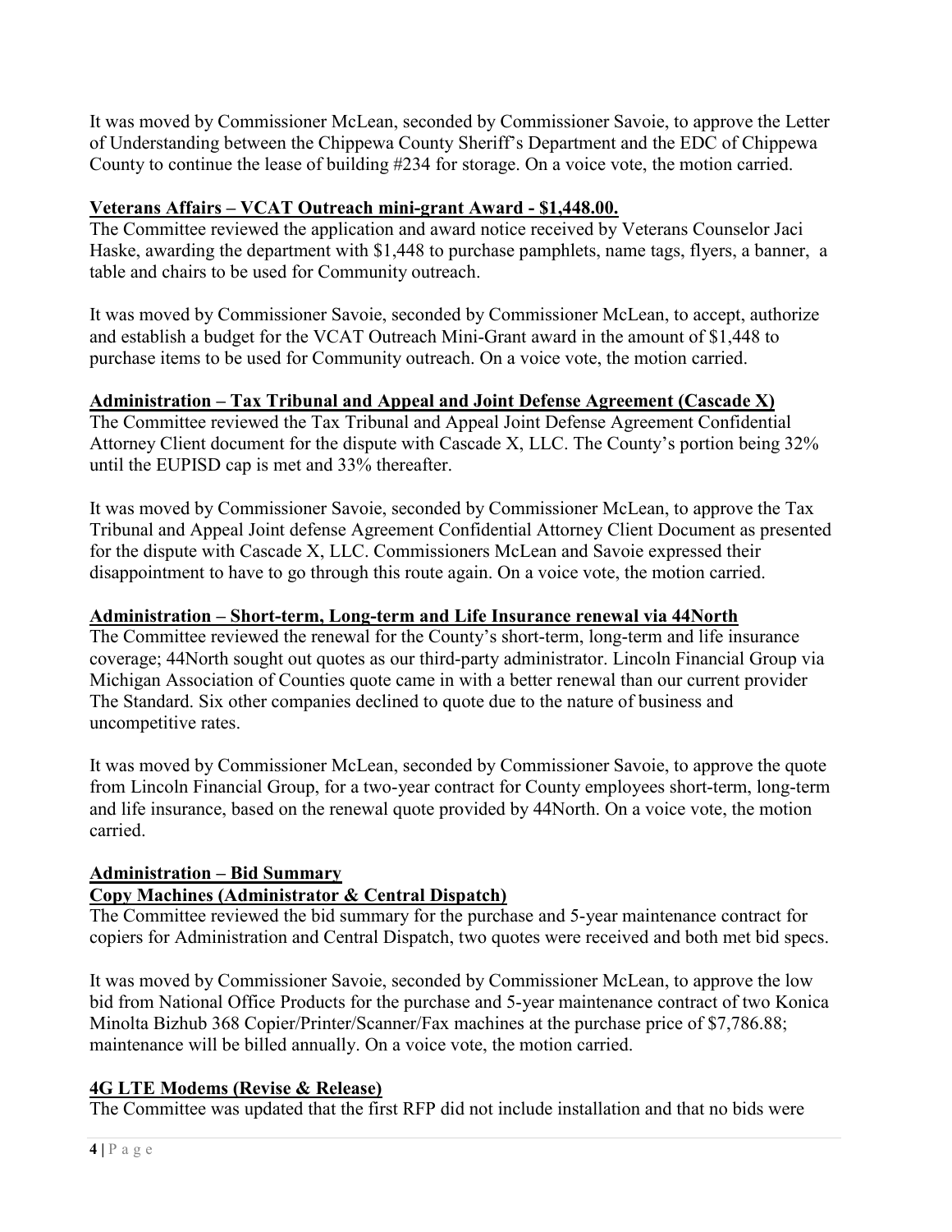It was moved by Commissioner McLean, seconded by Commissioner Savoie, to approve the Letter of Understanding between the Chippewa County Sheriff's Department and the EDC of Chippewa County to continue the lease of building #234 for storage. On a voice vote, the motion carried.

**Veterans Affairs – VCAT Outreach mini-grant Award - $1,448.00.**

The Committee reviewed the application and award notice received by Veterans Counselor Jaci Haske, awarding the department with $1,448 to purchase pamphlets, name tags, flyers, a banner, a table and chairs to be used for Community outreach.

It was moved by Commissioner Savoie, seconded by Commissioner McLean, to accept, authorize and establish a budget for the VCAT Outreach Mini-Grant award in the amount of $1,448 to purchase items to be used for Community outreach. On a voice vote, the motion carried.

**Administration – Tax Tribunal and Appeal and Joint Defense Agreement (Cascade X)**

The Committee reviewed the Tax Tribunal and Appeal Joint Defense Agreement Confidential Attorney Client document for the dispute with Cascade X, LLC. The County's portion being 32% until the EUPISD cap is met and 33% thereafter.

It was moved by Commissioner Savoie, seconded by Commissioner McLean, to approve the Tax Tribunal and Appeal Joint defense Agreement Confidential Attorney Client Document as presented for the dispute with Cascade X, LLC. Commissioners McLean and Savoie expressed their disappointment to have to go through this route again. On a voice vote, the motion carried.

**Administration – Short-term, Long-term and Life Insurance renewal via 44North**

The Committee reviewed the renewal for the County's short-term, long-term and life insurance coverage; 44North sought out quotes as our third-party administrator. Lincoln Financial Group via Michigan Association of Counties quote came in with a better renewal than our current provider The Standard. Six other companies declined to quote due to the nature of business and uncompetitive rates.

It was moved by Commissioner McLean, seconded by Commissioner Savoie, to approve the quote from Lincoln Financial Group, for a two-year contract for County employees short-term, long-term and life insurance, based on the renewal quote provided by 44North. On a voice vote, the motion carried.

**Administration – Bid Summary**

**Copy Machines (Administrator & Central Dispatch)**

The Committee reviewed the bid summary for the purchase and 5-year maintenance contract for copiers for Administration and Central Dispatch, two quotes were received and both met bid specs.

It was moved by Commissioner Savoie, seconded by Commissioner McLean, to approve the low bid from National Office Products for the purchase and 5-year maintenance contract of two Konica Minolta Bizhub 368 Copier/Printer/Scanner/Fax machines at the purchase price of $7,786.88; maintenance will be billed annually. On a voice vote, the motion carried.

**4G LTE Modems (Revise & Release)**

The Committee was updated that the first RFP did not include installation and that no bids were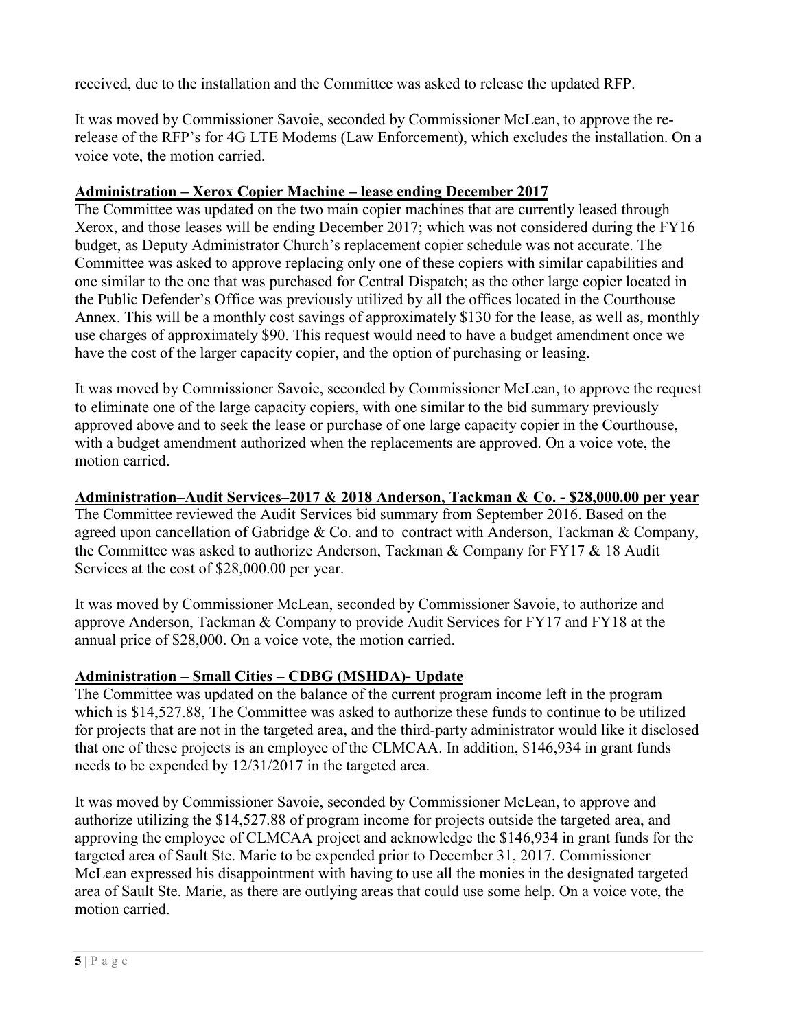received, due to the installation and the Committee was asked to release the updated RFP.

It was moved by Commissioner Savoie, seconded by Commissioner McLean, to approve the re-release of the RFP's for 4G LTE Modems (Law Enforcement), which excludes the installation. On a voice vote, the motion carried.

**Administration – Xerox Copier Machine – lease ending December 2017**

The Committee was updated on the two main copier machines that are currently leased through Xerox, and those leases will be ending December 2017; which was not considered during the FY16 budget, as Deputy Administrator Church's replacement copier schedule was not accurate. The Committee was asked to approve replacing only one of these copiers with similar capabilities and one similar to the one that was purchased for Central Dispatch; as the other large copier located in the Public Defender's Office was previously utilized by all the offices located in the Courthouse Annex. This will be a monthly cost savings of approximately $130 for the lease, as well as, monthly use charges of approximately $90. This request would need to have a budget amendment once we have the cost of the larger capacity copier, and the option of purchasing or leasing.

It was moved by Commissioner Savoie, seconded by Commissioner McLean, to approve the request to eliminate one of the large capacity copiers, with one similar to the bid summary previously approved above and to seek the lease or purchase of one large capacity copier in the Courthouse, with a budget amendment authorized when the replacements are approved. On a voice vote, the motion carried.

**Administration–Audit Services–2017 & 2018 Anderson, Tackman & Co. - $28,000.00 per year**

The Committee reviewed the Audit Services bid summary from September 2016. Based on the agreed upon cancellation of Gabridge & Co. and to contract with Anderson, Tackman & Company, the Committee was asked to authorize Anderson, Tackman & Company for FY17 & 18 Audit Services at the cost of $28,000.00 per year.

It was moved by Commissioner McLean, seconded by Commissioner Savoie, to authorize and approve Anderson, Tackman & Company to provide Audit Services for FY17 and FY18 at the annual price of $28,000. On a voice vote, the motion carried.

**Administration – Small Cities – CDBG (MSHDA)- Update**

The Committee was updated on the balance of the current program income left in the program which is $14,527.88, The Committee was asked to authorize these funds to continue to be utilized for projects that are not in the targeted area, and the third-party administrator would like it disclosed that one of these projects is an employee of the CLMCAA. In addition, $146,934 in grant funds needs to be expended by 12/31/2017 in the targeted area.

It was moved by Commissioner Savoie, seconded by Commissioner McLean, to approve and authorize utilizing the $14,527.88 of program income for projects outside the targeted area, and approving the employee of CLMCAA project and acknowledge the $146,934 in grant funds for the targeted area of Sault Ste. Marie to be expended prior to December 31, 2017. Commissioner McLean expressed his disappointment with having to use all the monies in the designated targeted area of Sault Ste. Marie, as there are outlying areas that could use some help. On a voice vote, the motion carried.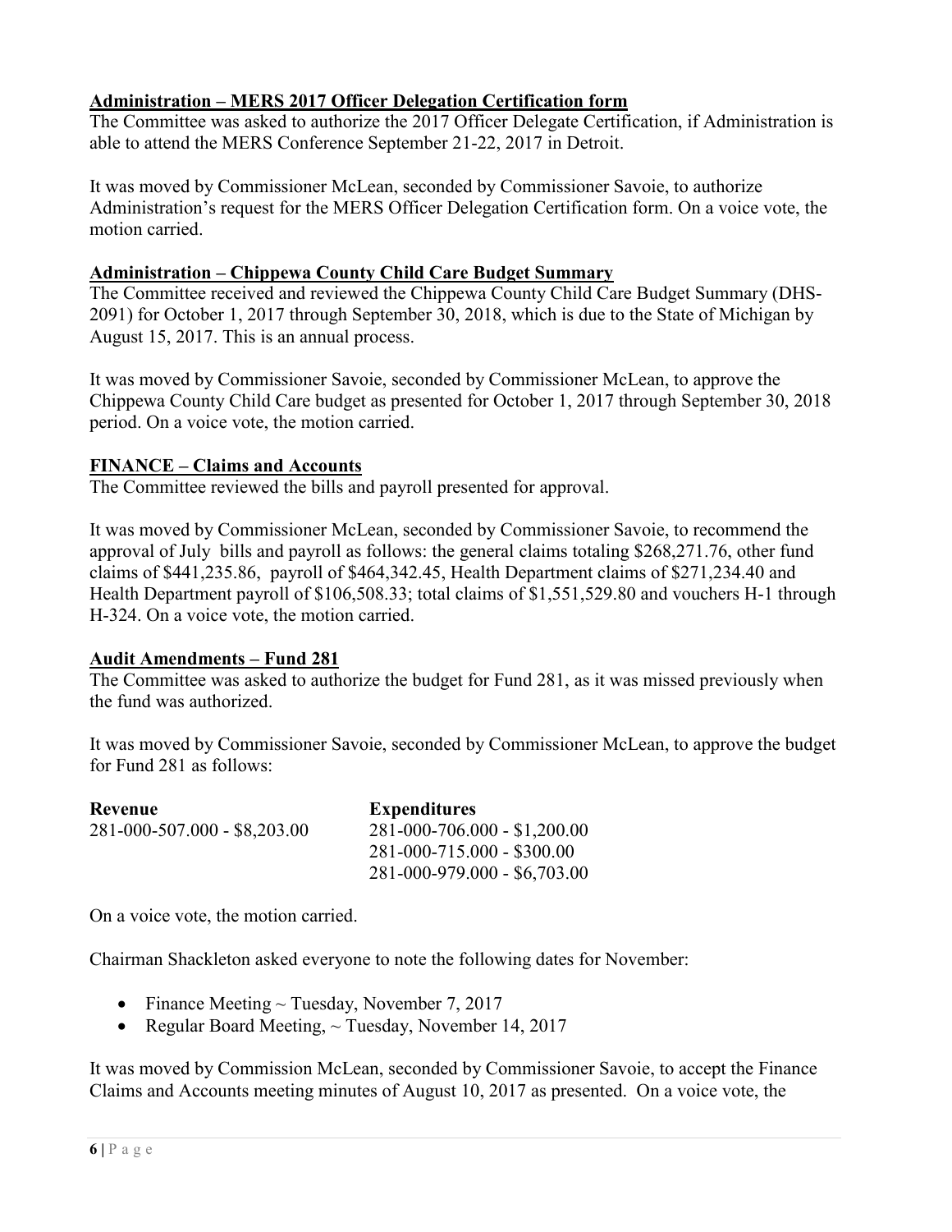**Administration – MERS 2017 Officer Delegation Certification form**

The Committee was asked to authorize the 2017 Officer Delegate Certification, if Administration is able to attend the MERS Conference September 21-22, 2017 in Detroit.

It was moved by Commissioner McLean, seconded by Commissioner Savoie, to authorize Administration's request for the MERS Officer Delegation Certification form. On a voice vote, the motion carried.

**Administration – Chippewa County Child Care Budget Summary**

The Committee received and reviewed the Chippewa County Child Care Budget Summary (DHS-2091) for October 1, 2017 through September 30, 2018, which is due to the State of Michigan by August 15, 2017. This is an annual process.

It was moved by Commissioner Savoie, seconded by Commissioner McLean, to approve the Chippewa County Child Care budget as presented for October 1, 2017 through September 30, 2018 period. On a voice vote, the motion carried.

**FINANCE – Claims and Accounts**

The Committee reviewed the bills and payroll presented for approval.

It was moved by Commissioner McLean, seconded by Commissioner Savoie, to recommend the approval of July bills and payroll as follows: the general claims totaling $268,271.76, other fund claims of $441,235.86, payroll of $464,342.45, Health Department claims of $271,234.40 and Health Department payroll of $106,508.33; total claims of $1,551,529.80 and vouchers H-1 through H-324. On a voice vote, the motion carried.

**Audit Amendments – Fund 281**

The Committee was asked to authorize the budget for Fund 281, as it was missed previously when the fund was authorized.

It was moved by Commissioner Savoie, seconded by Commissioner McLean, to approve the budget for Fund 281 as follows:

| Revenue | Expenditures |
|---|---|
| 281-000-507.000 - $8,203.00 | 281-000-706.000 - $1,200.00 |
| | 281-000-715.000 - $300.00 |
| | 281-000-979.000 - $6,703.00 |

On a voice vote, the motion carried.

Chairman Shackleton asked everyone to note the following dates for November:

- Finance Meeting ~ Tuesday, November 7, 2017
- Regular Board Meeting, ~ Tuesday, November 14, 2017

It was moved by Commission McLean, seconded by Commissioner Savoie, to accept the Finance Claims and Accounts meeting minutes of August 10, 2017 as presented. On a voice vote, the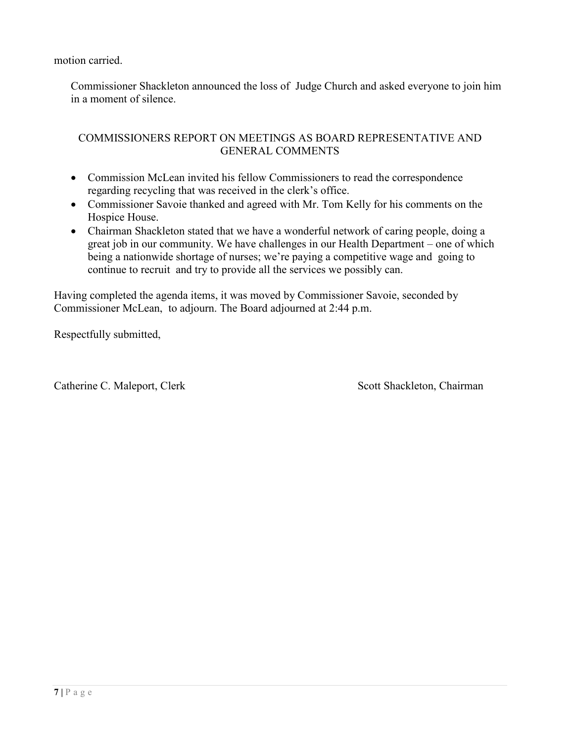motion carried.

Commissioner Shackleton announced the loss of Judge Church and asked everyone to join him in a moment of silence.

## COMMISSIONERS REPORT ON MEETINGS AS BOARD REPRESENTATIVE AND GENERAL COMMENTS

- Commission McLean invited his fellow Commissioners to read the correspondence regarding recycling that was received in the clerk's office.
- Commissioner Savoie thanked and agreed with Mr. Tom Kelly for his comments on the Hospice House.
- Chairman Shackleton stated that we have a wonderful network of caring people, doing a great job in our community. We have challenges in our Health Department – one of which being a nationwide shortage of nurses; we're paying a competitive wage and going to continue to recruit and try to provide all the services we possibly can.

Having completed the agenda items, it was moved by Commissioner Savoie, seconded by Commissioner McLean, to adjourn. The Board adjourned at 2:44 p.m.

Respectfully submitted,

Catherine C. Maleport, Clerk

Scott Shackleton, Chairman